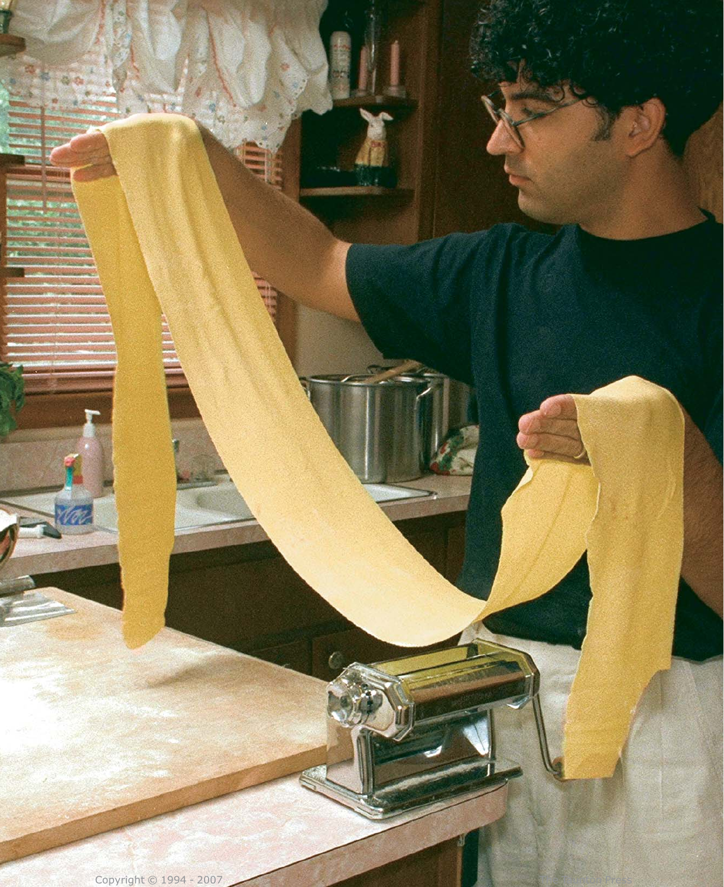Copyright © 1994 - 2007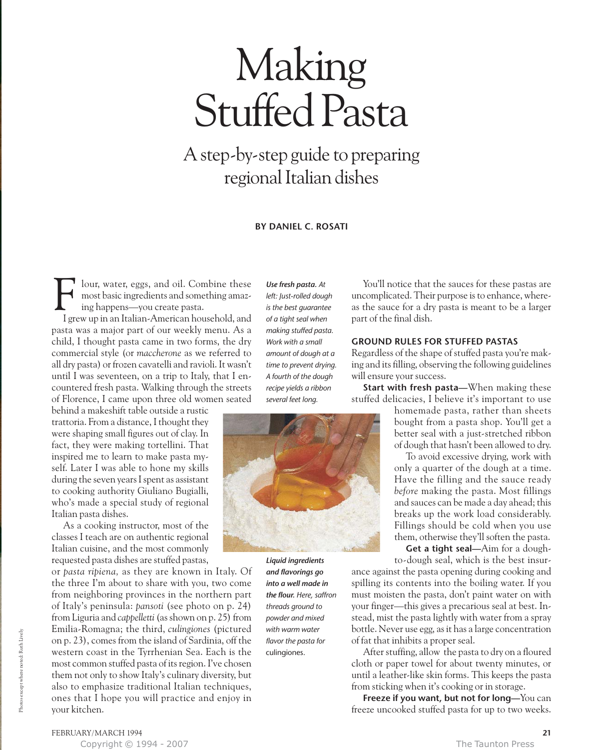# Making Stuffed Pasta

## A step-by-step guide to preparing regional Italian dishes

**BY DANIEL C. ROSATI**

Flour, water, eggs, and oil. Combine these most basic ingredients and something amazing happens—you create pasta.

I grew up in an Italian-American household, and pasta was a major part of our weekly menu. As a child, I thought pasta came in two forms, the dry commercial style (or *maccherone* as we referred to all dry pasta) or frozen cavatelli and ravioli. It wasn't until I was seventeen, on a trip to Italy, that I encountered fresh pasta. Walking through the streets of Florence, I came upon three old women seated behind a makeshift table outside a rustic trattoria. From a distance, I thought they were shaping small figures out of clay. In fact, they were making tortellini. That inspired me to learn to make pasta myself. Later I was able to hone my skills during the seven years I spent as assistant to cooking authority Giuliano Bugialli, who's made a special study of regional Italian pasta dishes.

As a cooking instructor, most of the classes I teach are on authentic regional Italian cuisine, and the most commonly requested pasta dishes are stuffed pastas, or *pasta ripiena,* as they are known in Italy. Of the three I'm about to share with you, two come from neighboring provinces in the northern part of Italy's peninsula: *pansoti* (see photo on p. 24) from Liguria and *cappelletti* (as shown on p. 25) from Emilia-Romagna; the third, *culingiones* (pictured on p. 23), comes from the island of Sardinia, off the western coast in the Tyrrhenian Sea. Each is the most common stuffed pasta of its region. I've chosen them not only to show Italy's culinary diversity, but also to emphasize traditional Italian techniques, ones that I hope you will practice and enjoy in your kitchen.

***Use fresh pasta.*** *At left: Just-rolled dough is the best guarantee of a tight seal when making stuffed pasta. Work with a small amount of dough at a time to prevent drying. A fourth of the dough recipe yields a ribbon several feet long.*

***Liquid ingredients and flavorings go into a well made in the flour.*** *Here, saffron threads ground to powder and mixed with warm water flavor the pasta for* culingiones.

You'll notice that the sauces for these pastas are uncomplicated. Their purpose is to enhance, whereas the sauce for a dry pasta is meant to be a larger part of the final dish.

### GROUND RULES FOR STUFFED PASTAS

Regardless of the shape of stuffed pasta you're making and its filling, observing the following guidelines will ensure your success.

**Start with fresh pasta**—When making these stuffed delicacies, I believe it's important to use homemade pasta, rather than sheets bought from a pasta shop. You'll get a better seal with a just-stretched ribbon of dough that hasn't been allowed to dry.

To avoid excessive drying, work with only a quarter of the dough at a time. Have the filling and the sauce ready *before* making the pasta. Most fillings and sauces can be made a day ahead; this breaks up the work load considerably. Fillings should be cold when you use them, otherwise they'll soften the pasta.

**Get a tight seal**—Aim for a dough-to-dough seal, which is the best insurance against the pasta opening during cooking and spilling its contents into the boiling water. If you must moisten the pasta, don't paint water on with your finger—this gives a precarious seal at best. Instead, mist the pasta lightly with water from a spray bottle. Never use egg, as it has a large concentration of fat that inhibits a proper seal.

After stuffing, allow the pasta to dry on a floured cloth or paper towel for about twenty minutes, or until a leather-like skin forms. This keeps the pasta from sticking when it's cooking or in storage.

**Freeze if you want, but not for long**—You can freeze uncooked stuffed pasta for up to two weeks.

Photos except where noted: Ruth Lively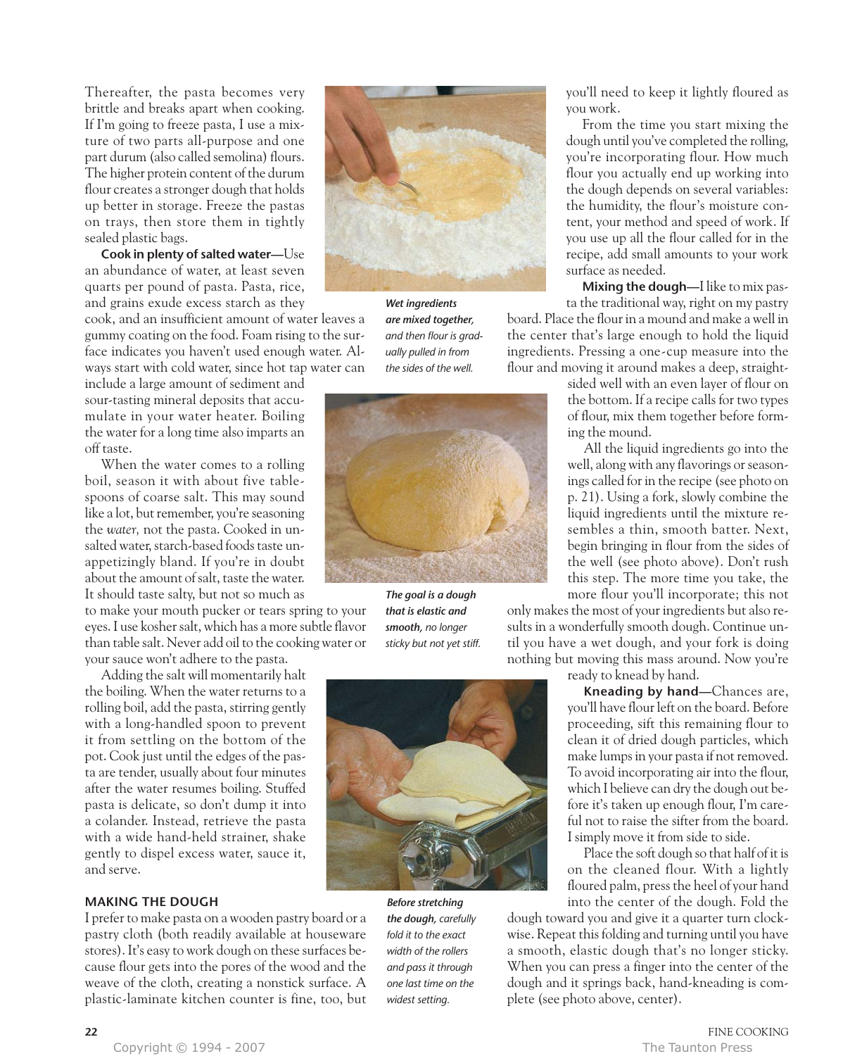Thereafter, the pasta becomes very brittle and breaks apart when cooking. If I'm going to freeze pasta, I use a mixture of two parts all-purpose and one part durum (also called semolina) flours. The higher protein content of the durum flour creates a stronger dough that holds up better in storage. Freeze the pastas on trays, then store them in tightly sealed plastic bags.

**Cook in plenty of salted water—**Use an abundance of water, at least seven quarts per pound of pasta. Pasta, rice, and grains exude excess starch as they cook, and an insufficient amount of water leaves a gummy coating on the food. Foam rising to the surface indicates you haven't used enough water. Always start with cold water, since hot tap water can include a large amount of sediment and sour-tasting mineral deposits that accumulate in your water heater. Boiling the water for a long time also imparts an off taste.

When the water comes to a rolling boil, season it with about five tablespoons of coarse salt. This may sound like a lot, but remember, you're seasoning the *water,* not the pasta. Cooked in unsalted water, starch-based foods taste unappetizingly bland. If you're in doubt about the amount of salt, taste the water. It should taste salty, but not so much as to make your mouth pucker or tears spring to your eyes. I use kosher salt, which has a more subtle flavor than table salt. Never add oil to the cooking water or your sauce won't adhere to the pasta.

Adding the salt will momentarily halt the boiling. When the water returns to a rolling boil, add the pasta, stirring gently with a long-handled spoon to prevent it from settling on the bottom of the pot. Cook just until the edges of the pasta are tender, usually about four minutes after the water resumes boiling. Stuffed pasta is delicate, so don't dump it into a colander. Instead, retrieve the pasta with a wide hand-held strainer, shake gently to dispel excess water, sauce it, and serve.

*__Wet ingredients are mixed together,__ and then flour is gradually pulled in from the sides of the well.*

*__The goal is a dough that is elastic and smooth,__ no longer sticky but not yet stiff.*

*__Before stretching the dough,__ carefully fold it to the exact width of the rollers and pass it through one last time on the widest setting.*

## MAKING THE DOUGH

I prefer to make pasta on a wooden pastry board or a pastry cloth (both readily available at houseware stores). It's easy to work dough on these surfaces because flour gets into the pores of the wood and the weave of the cloth, creating a nonstick surface. A plastic-laminate kitchen counter is fine, too, but you'll need to keep it lightly floured as you work.

From the time you start mixing the dough until you've completed the rolling, you're incorporating flour. How much flour you actually end up working into the dough depends on several variables: the humidity, the flour's moisture content, your method and speed of work. If you use up all the flour called for in the recipe, add small amounts to your work surface as needed.

**Mixing the dough—**I like to mix pasta the traditional way, right on my pastry board. Place the flour in a mound and make a well in the center that's large enough to hold the liquid ingredients. Pressing a one-cup measure into the flour and moving it around makes a deep, straight-sided well with an even layer of flour on the bottom. If a recipe calls for two types of flour, mix them together before forming the mound.

All the liquid ingredients go into the well, along with any flavorings or seasonings called for in the recipe (see photo on p. 21). Using a fork, slowly combine the liquid ingredients until the mixture resembles a thin, smooth batter. Next, begin bringing in flour from the sides of the well (see photo above). Don't rush this step. The more time you take, the more flour you'll incorporate; this not only makes the most of your ingredients but also results in a wonderfully smooth dough. Continue until you have a wet dough, and your fork is doing nothing but moving this mass around. Now you're ready to knead by hand.

**Kneading by hand—**Chances are, you'll have flour left on the board. Before proceeding, sift this remaining flour to clean it of dried dough particles, which make lumps in your pasta if not removed. To avoid incorporating air into the flour, which I believe can dry the dough out before it's taken up enough flour, I'm careful not to raise the sifter from the board. I simply move it from side to side.

Place the soft dough so that half of it is on the cleaned flour. With a lightly floured palm, press the heel of your hand into the center of the dough. Fold the dough toward you and give it a quarter turn clockwise. Repeat this folding and turning until you have a smooth, elastic dough that's no longer sticky. When you can press a finger into the center of the dough and it springs back, hand-kneading is complete (see photo above, center).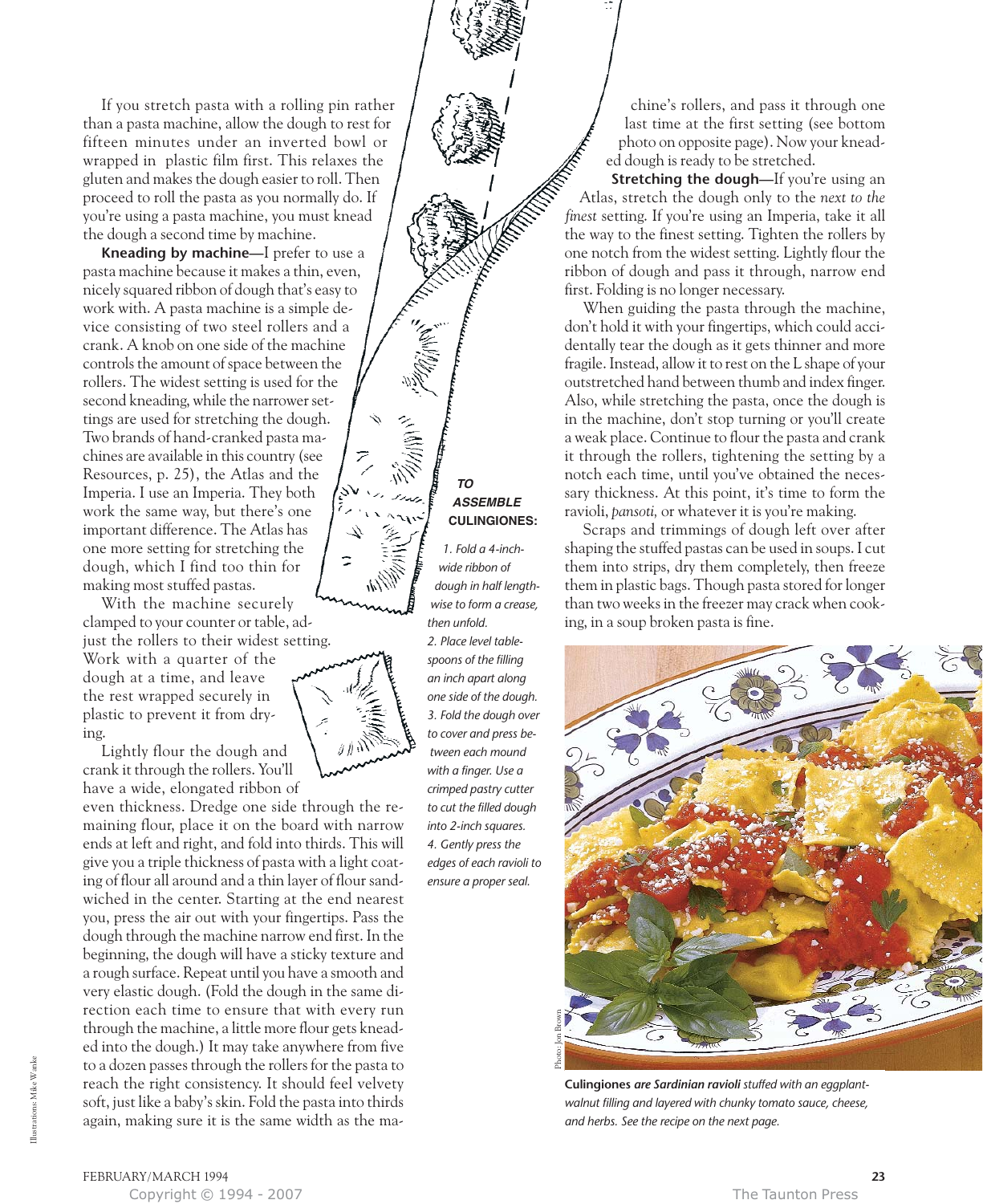If you stretch pasta with a rolling pin rather than a pasta machine, allow the dough to rest for fifteen minutes under an inverted bowl or wrapped in plastic film first. This relaxes the gluten and makes the dough easier to roll. Then proceed to roll the pasta as you normally do. If you're using a pasta machine, you must knead the dough a second time by machine.

**Kneading by machine**—I prefer to use a pasta machine because it makes a thin, even, nicely squared ribbon of dough that's easy to work with. A pasta machine is a simple device consisting of two steel rollers and a crank. A knob on one side of the machine controls the amount of space between the rollers. The widest setting is used for the second kneading, while the narrower settings are used for stretching the dough. Two brands of hand-cranked pasta machines are available in this country (see Resources, p. 25), the Atlas and the Imperia. I use an Imperia. They both work the same way, but there's one important difference. The Atlas has one more setting for stretching the dough, which I find too thin for making most stuffed pastas.

With the machine securely clamped to your counter or table, adjust the rollers to their widest setting. Work with a quarter of the dough at a time, and leave the rest wrapped securely in plastic to prevent it from drying.

Lightly flour the dough and crank it through the rollers. You'll have a wide, elongated ribbon of even thickness. Dredge one side through the remaining flour, place it on the board with narrow ends at left and right, and fold into thirds. This will give you a triple thickness of pasta with a light coating of flour all around and a thin layer of flour sandwiched in the center. Starting at the end nearest you, press the air out with your fingertips. Pass the dough through the machine narrow end first. In the beginning, the dough will have a sticky texture and a rough surface. Repeat until you have a smooth and very elastic dough. (Fold the dough in the same direction each time to ensure that with every run through the machine, a little more flour gets kneaded into the dough.) It may take anywhere from five to a dozen passes through the rollers for the pasta to reach the right consistency. It should feel velvety soft, just like a baby's skin. Fold the pasta into thirds again, making sure it is the same width as the machine's rollers, and pass it through one last time at the first setting (see bottom photo on opposite page). Now your kneaded dough is ready to be stretched.

**Stretching the dough**—If you're using an Atlas, stretch the dough only to the *next to the finest* setting. If you're using an Imperia, take it all the way to the finest setting. Tighten the rollers by one notch from the widest setting. Lightly flour the ribbon of dough and pass it through, narrow end first. Folding is no longer necessary.

When guiding the pasta through the machine, don't hold it with your fingertips, which could accidentally tear the dough as it gets thinner and more fragile. Instead, allow it to rest on the L shape of your outstretched hand between thumb and index finger. Also, while stretching the pasta, once the dough is in the machine, don't stop turning or you'll create a weak place. Continue to flour the pasta and crank it through the rollers, tightening the setting by a notch each time, until you've obtained the necessary thickness. At this point, it's time to form the ravioli, *pansoti,* or whatever it is you're making.

Scraps and trimmings of dough left over after shaping the stuffed pastas can be used in soups. I cut them into strips, dry them completely, then freeze them in plastic bags. Though pasta stored for longer than two weeks in the freezer may crack when cooking, in a soup broken pasta is fine.

***TO ASSEMBLE CULINGIONES:***

*1. Fold a 4-inch-wide ribbon of dough in half lengthwise to form a crease, then unfold.*
*2. Place level tablespoons of the filling an inch apart along one side of the dough.*
*3. Fold the dough over to cover and press between each mound with a finger. Use a crimped pastry cutter to cut the filled dough into 2-inch squares.*
*4. Gently press the edges of each ravioli to ensure a proper seal.*

**Culingiones** *are Sardinian ravioli stuffed with an eggplant-walnut filling and layered with chunky tomato sauce, cheese, and herbs. See the recipe on the next page.*

Photo: Jon Brown

Illustrations: Mike Wanke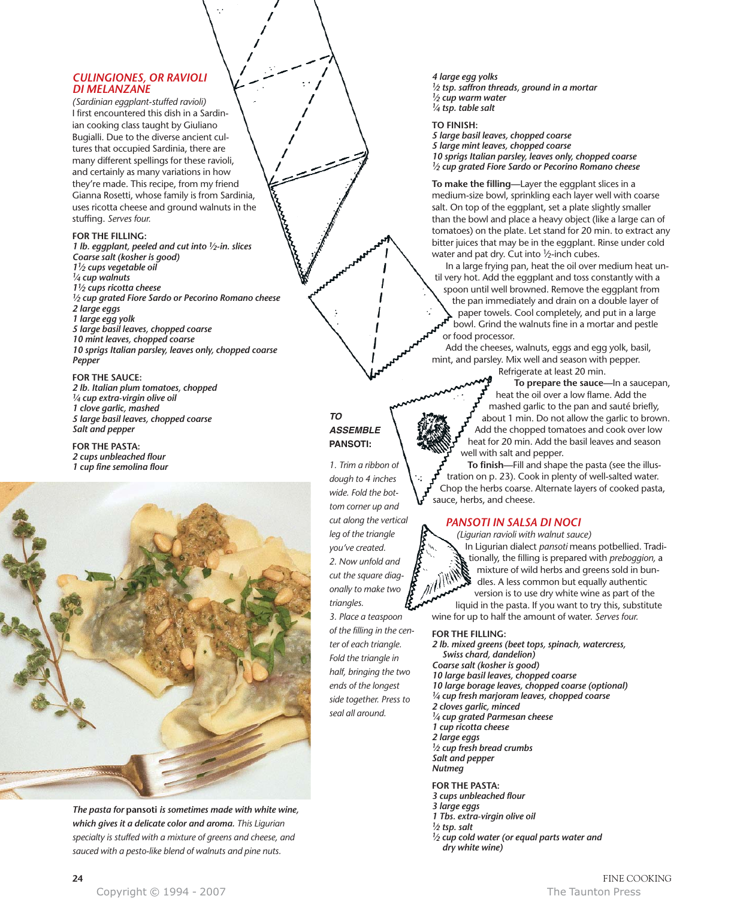## CULINGIONES, OR RAVIOLI DI MELANZANE

*(Sardinian eggplant-stuffed ravioli)*

I first encountered this dish in a Sardinian cooking class taught by Giuliano Bugialli. Due to the diverse ancient cultures that occupied Sardinia, there are many different spellings for these ravioli, and certainly as many variations in how they're made. This recipe, from my friend Gianna Rosetti, whose family is from Sardinia, uses ricotta cheese and ground walnuts in the stuffing. *Serves four.*

**FOR THE FILLING:**

*1 lb. eggplant, peeled and cut into ½-in. slices*
*Coarse salt (kosher is good)*
*1½ cups vegetable oil*
*¼ cup walnuts*
*1½ cups ricotta cheese*
*½ cup grated Fiore Sardo or Pecorino Romano cheese*
*2 large eggs*
*1 large egg yolk*
*5 large basil leaves, chopped coarse*
*10 mint leaves, chopped coarse*
*10 sprigs Italian parsley, leaves only, chopped coarse*
*Pepper*

**FOR THE SAUCE:**

*2 lb. Italian plum tomatoes, chopped*
*¼ cup extra-virgin olive oil*
*1 clove garlic, mashed*
*5 large basil leaves, chopped coarse*
*Salt and pepper*

**FOR THE PASTA:**

*2 cups unbleached flour*
*1 cup fine semolina flour*
*4 large egg yolks*
*½ tsp. saffron threads, ground in a mortar*
*½ cup warm water*
*¼ tsp. table salt*

**TO FINISH:**

*5 large basil leaves, chopped coarse*
*5 large mint leaves, chopped coarse*
*10 sprigs Italian parsley, leaves only, chopped coarse*
*½ cup grated Fiore Sardo or Pecorino Romano cheese*

**To make the filling**—Layer the eggplant slices in a medium-size bowl, sprinkling each layer well with coarse salt. On top of the eggplant, set a plate slightly smaller than the bowl and place a heavy object (like a large can of tomatoes) on the plate. Let stand for 20 min. to extract any bitter juices that may be in the eggplant. Rinse under cold water and pat dry. Cut into ½-inch cubes.

In a large frying pan, heat the oil over medium heat until very hot. Add the eggplant and toss constantly with a spoon until well browned. Remove the eggplant from the pan immediately and drain on a double layer of paper towels. Cool completely, and put in a large bowl. Grind the walnuts fine in a mortar and pestle or food processor.

Add the cheeses, walnuts, eggs and egg yolk, basil, mint, and parsley. Mix well and season with pepper. Refrigerate at least 20 min.

**To prepare the sauce**—In a saucepan, heat the oil over a low flame. Add the mashed garlic to the pan and sauté briefly, about 1 min. Do not allow the garlic to brown. Add the chopped tomatoes and cook over low heat for 20 min. Add the basil leaves and season well with salt and pepper.

**To finish**—Fill and shape the pasta (see the illustration on p. 23). Cook in plenty of well-salted water. Chop the herbs coarse. Alternate layers of cooked pasta, sauce, herbs, and cheese.

### *TO ASSEMBLE* PANSOTI:

*1. Trim a ribbon of dough to 4 inches wide. Fold the bottom corner up and cut along the vertical leg of the triangle you've created.*

*2. Now unfold and cut the square diagonally to make two triangles.*

*3. Place a teaspoon of the filling in the center of each triangle. Fold the triangle in half, bringing the two ends of the longest side together. Press to seal all around.*

*The pasta for* **pansoti** *is sometimes made with white wine, which gives it a delicate color and aroma. This Ligurian specialty is stuffed with a mixture of greens and cheese, and sauced with a pesto-like blend of walnuts and pine nuts.*

## PANSOTI IN SALSA DI NOCI

*(Ligurian ravioli with walnut sauce)*

In Ligurian dialect *pansoti* means potbellied. Traditionally, the filling is prepared with *preboggion*, a mixture of wild herbs and greens sold in bundles. A less common but equally authentic version is to use dry white wine as part of the liquid in the pasta. If you want to try this, substitute wine for up to half the amount of water. *Serves four.*

**FOR THE FILLING:**

*2 lb. mixed greens (beet tops, spinach, watercress, Swiss chard, dandelion)*
*Coarse salt (kosher is good)*
*10 large basil leaves, chopped coarse*
*10 large borage leaves, chopped coarse (optional)*
*¼ cup fresh marjoram leaves, chopped coarse*
*2 cloves garlic, minced*
*¼ cup grated Parmesan cheese*
*1 cup ricotta cheese*
*2 large eggs*
*½ cup fresh bread crumbs*
*Salt and pepper*
*Nutmeg*

**FOR THE PASTA:**

*3 cups unbleached flour*
*3 large eggs*
*1 Tbs. extra-virgin olive oil*
*½ tsp. salt*
*½ cup cold water (or equal parts water and dry white wine)*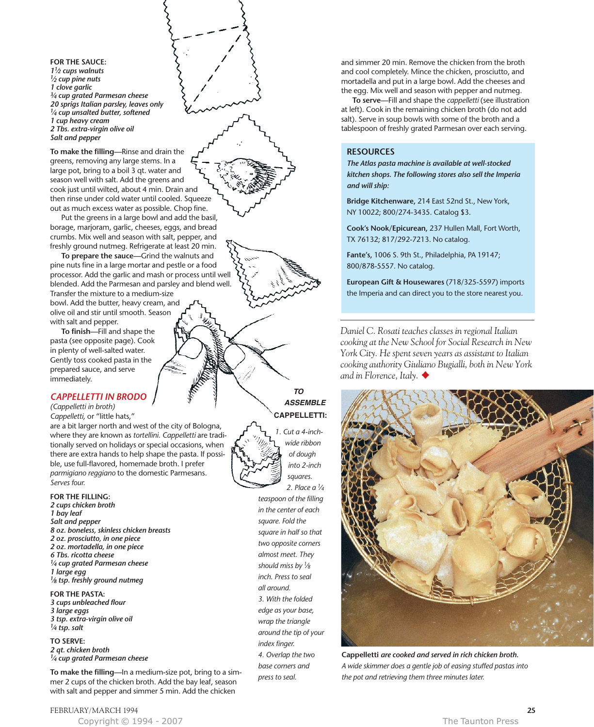**FOR THE SAUCE:**
*1½ cups walnuts*
*½ cup pine nuts*
*1 clove garlic*
*¾ cup grated Parmesan cheese*
*20 sprigs Italian parsley, leaves only*
*¼ cup unsalted butter, softened*
*1 cup heavy cream*
*2 Tbs. extra-virgin olive oil*
*Salt and pepper*

**To make the filling**—Rinse and drain the greens, removing any large stems. In a large pot, bring to a boil 3 qt. water and season well with salt. Add the greens and cook just until wilted, about 4 min. Drain and then rinse under cold water until cooled. Squeeze out as much excess water as possible. Chop fine.

Put the greens in a large bowl and add the basil, borage, marjoram, garlic, cheeses, eggs, and bread crumbs. Mix well and season with salt, pepper, and freshly ground nutmeg. Refrigerate at least 20 min.

**To prepare the sauce**—Grind the walnuts and pine nuts fine in a large mortar and pestle or a food processor. Add the garlic and mash or process until well blended. Add the Parmesan and parsley and blend well. Transfer the mixture to a medium-size bowl. Add the butter, heavy cream, and olive oil and stir until smooth. Season with salt and pepper.

**To finish**—Fill and shape the pasta (see opposite page). Cook in plenty of well-salted water. Gently toss cooked pasta in the prepared sauce, and serve immediately.

## CAPPELLETTI IN BRODO

*(Cappelletti in broth)*

*Cappelletti,* or "little hats," are a bit larger north and west of the city of Bologna, where they are known as *tortellini. Cappelletti* are traditionally served on holidays or special occasions, when there are extra hands to help shape the pasta. If possible, use full-flavored, homemade broth. I prefer *parmigiano reggiano* to the domestic Parmesans. *Serves four.*

**FOR THE FILLING:**
*2 cups chicken broth*
*1 bay leaf*
*Salt and pepper*
*8 oz. boneless, skinless chicken breasts*
*2 oz. prosciutto, in one piece*
*2 oz. mortadella, in one piece*
*6 Tbs. ricotta cheese*
*¼ cup grated Parmesan cheese*
*1 large egg*
*⅛ tsp. freshly ground nutmeg*

**FOR THE PASTA:**
*3 cups unbleached flour*
*3 large eggs*
*3 tsp. extra-virgin olive oil*
*¼ tsp. salt*

**TO SERVE:**
*2 qt. chicken broth*
*¼ cup grated Parmesan cheese*

**To make the filling**—In a medium-size pot, bring to a simmer 2 cups of the chicken broth. Add the bay leaf, season with salt and pepper and simmer 5 min. Add the chicken and simmer 20 min. Remove the chicken from the broth and cool completely. Mince the chicken, prosciutto, and mortadella and put in a large bowl. Add the cheeses and the egg. Mix well and season with pepper and nutmeg.

**To serve**—Fill and shape the *cappelletti* (see illustration at left). Cook in the remaining chicken broth (do not add salt). Serve in soup bowls with some of the broth and a tablespoon of freshly grated Parmesan over each serving.

### TO ASSEMBLE CAPPELLETTI:

*1. Cut a 4-inch-wide ribbon of dough into 2-inch squares.*

*2. Place a ¼ teaspoon of the filling in the center of each square. Fold the square in half so that two opposite corners almost meet. They should miss by ⅛ inch. Press to seal all around.*

*3. With the folded edge as your base, wrap the triangle around the tip of your index finger.*

*4. Overlap the two base corners and press to seal.*

### RESOURCES

***The Atlas pasta machine is available at well-stocked kitchen shops. The following stores also sell the Imperia and will ship:***

**Bridge Kitchenware**, 214 East 52nd St., New York, NY 10022; 800/274-3435. Catalog $3.

**Cook's Nook/Epicurean**, 237 Hullen Mall, Fort Worth, TX 76132; 817/292-7213. No catalog.

**Fante's**, 1006 S. 9th St., Philadelphia, PA 19147; 800/878-5557. No catalog.

**European Gift & Housewares** (718/325-5597) imports the Imperia and can direct you to the store nearest you.

*Daniel C. Rosati teaches classes in regional Italian cooking at the New School for Social Research in New York City. He spent seven years as assistant to Italian cooking authority Giuliano Bugialli, both in New York and in Florence, Italy.* ◆

**Cappelletti** *are cooked and served in rich chicken broth. A wide skimmer does a gentle job of easing stuffed pastas into the pot and retrieving them three minutes later.*